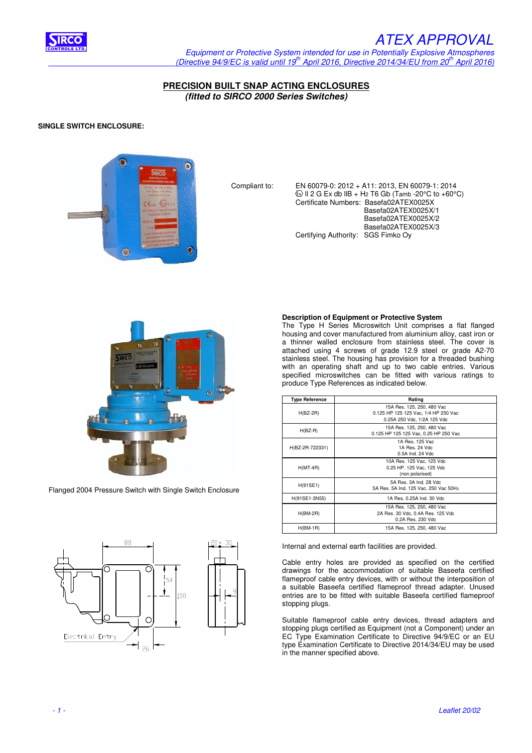# ATEX APPROVAL

*Equipment or Protective System intended for use in Potentially Explosive Atmospheres*
*(Directive 94/9/EC is valid until 19th April 2016, Directive 2014/34/EU from 20th April 2016)*

## PRECISION BUILT SNAP ACTING ENCLOSURES
***(fitted to SIRCO 2000 Series Switches)***

**SINGLE SWITCH ENCLOSURE:**

Compliant to: EN 60079-0: 2012 + A11: 2013, EN 60079-1: 2014
Ex II 2 G Ex db IIB + $H_2$ T6 Gb (Tamb -20°C to +60°C)
Certificate Numbers: Basefa02ATEX0025X
Basefa02ATEX0025X/1
Basefa02ATEX0025X/2
Basefa02ATEX0025X/3
Certifying Authority: SGS Fimko Oy

Flanged 2004 Pressure Switch with Single Switch Enclosure

**Description of Equipment or Protective System**

The Type H Series Microswitch Unit comprises a flat flanged housing and cover manufactured from aluminium alloy, cast iron or a thinner walled enclosure from stainless steel. The cover is attached using 4 screws of grade 12.9 steel or grade A2-70 stainless steel. The housing has provision for a threaded bushing with an operating shaft and up to two cable entries. Various specified microswitches can be fitted with various ratings to produce Type References as indicated below.

| Type Reference | Rating |
|---|---|
| H(BZ-2R) | 15A Res. 125, 250, 480 Vac<br>0.125 HP 125 125 Vac, 1/4 HP 250 Vac<br>0.25A 250 Vdc, 1/2A 125 Vdc |
| H(BZ-R) | 15A Res. 125, 250, 480 Vac<br>0.125 HP 125 125 Vac, 0.25 HP 250 Vac |
| H(BZ-2R-722331) | 1A Res. 125 Vac<br>1A Res. 24 Vdc<br>0.5A Ind. 24 Vdc |
| H(MT-4R) | 10A Res. 125 Vac, 125 Vdc<br>0.25 HP. 125 Vac, 125 Vdc<br>(non polarised) |
| H(91SE1) | 5A Res. 3A Ind. 28 Vdc<br>5A Res. 5A Ind. 125 Vac, 250 Vac 50Hz |
| H(91SE1-3N55) | 1A Res. 0.25A Ind. 30 Vdc |
| H(BM-2R) | 15A Res. 125, 250, 480 Vac<br>2A Res. 30 Vdc, 0.4A Res. 125 Vdc<br>0.2A Res. 230 Vdc |
| H(BM-1R) | 15A Res. 125, 250, 480 Vac |

Internal and external earth facilities are provided.

Cable entry holes are provided as specified on the certified drawings for the accommodation of suitable Baseefa certified flameproof cable entry devices, with or without the interposition of a suitable Baseefa certified flameproof thread adapter. Unused entries are to be fitted with suitable Baseefa certified flameproof stopping plugs.

Suitable flameproof cable entry devices, thread adapters and stopping plugs certified as Equipment (not a Component) under an EC Type Examination Certificate to Directive 94/9/EC or an EU type Examination Certificate to Directive 2014/34/EU may be used in the manner specified above.

Leaflet 20/02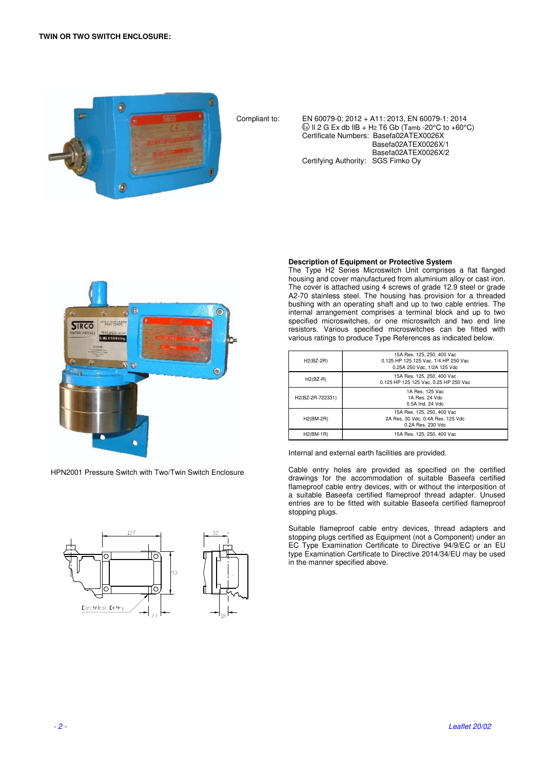**TWIN OR TWO SWITCH ENCLOSURE:**

Compliant to:

EN 60079-0: 2012 + A11: 2013, EN 60079-1: 2014
Ex II 2 G Ex db IIB + $H_2$ T6 Gb (Tamb -20°C to +60°C)
Certificate Numbers: Basefa02ATEX0026X
Basefa02ATEX0026X/1
Basefa02ATEX0026X/2
Certifying Authority: SGS Fimko Oy

HPN2001 Pressure Switch with Two/Twin Switch Enclosure

127

93

52

Electrical Entry

27

18

**Description of Equipment or Protective System**

The Type H2 Series Microswitch Unit comprises a flat flanged housing and cover manufactured from aluminium alloy or cast iron. The cover is attached using 4 screws of grade 12.9 steel or grade A2-70 stainless steel. The housing has provision for a threaded bushing with an operating shaft and up to two cable entries. The internal arrangement comprises a terminal block and up to two specified microswitches, or one microswitch and two end line resistors. Various specified microswitches can be fitted with various ratings to produce Type References as indicated below.

| | |
|---|---|
| H2(BZ-2R) | 15A Res. 125, 250, 400 Vac<br>0.125 HP 125 125 Vac, 1/4 HP 250 Vac<br>0.25A 250 Vdc, 1/2A 125 Vdc |
| H2(BZ-R) | 15A Res. 125, 250, 400 Vac<br>0.125 HP 125 125 Vac, 0.25 HP 250 Vac |
| H2(BZ-2R-722331) | 1A Res. 125 Vac<br>1A Res. 24 Vdc<br>0.5A Ind. 24 Vdc |
| H2(BM-2R) | 15A Res. 125, 250, 400 Vac<br>2A Res. 30 Vdc, 0.4A Res. 125 Vdc<br>0.2A Res. 230 Vdc |
| H2(BM-1R) | 15A Res. 125, 250, 400 Vac |

Internal and external earth facilities are provided.

Cable entry holes are provided as specified on the certified drawings for the accommodation of suitable Baseefa certified flameproof cable entry devices, with or without the interposition of a suitable Baseefa certified flameproof thread adapter. Unused entries are to be fitted with suitable Baseefa certified flameproof stopping plugs.

Suitable flameproof cable entry devices, thread adapters and stopping plugs certified as Equipment (not a Component) under an EC Type Examination Certificate to Directive 94/9/EC or an EU type Examination Certificate to Directive 2014/34/EU may be used in the manner specified above.